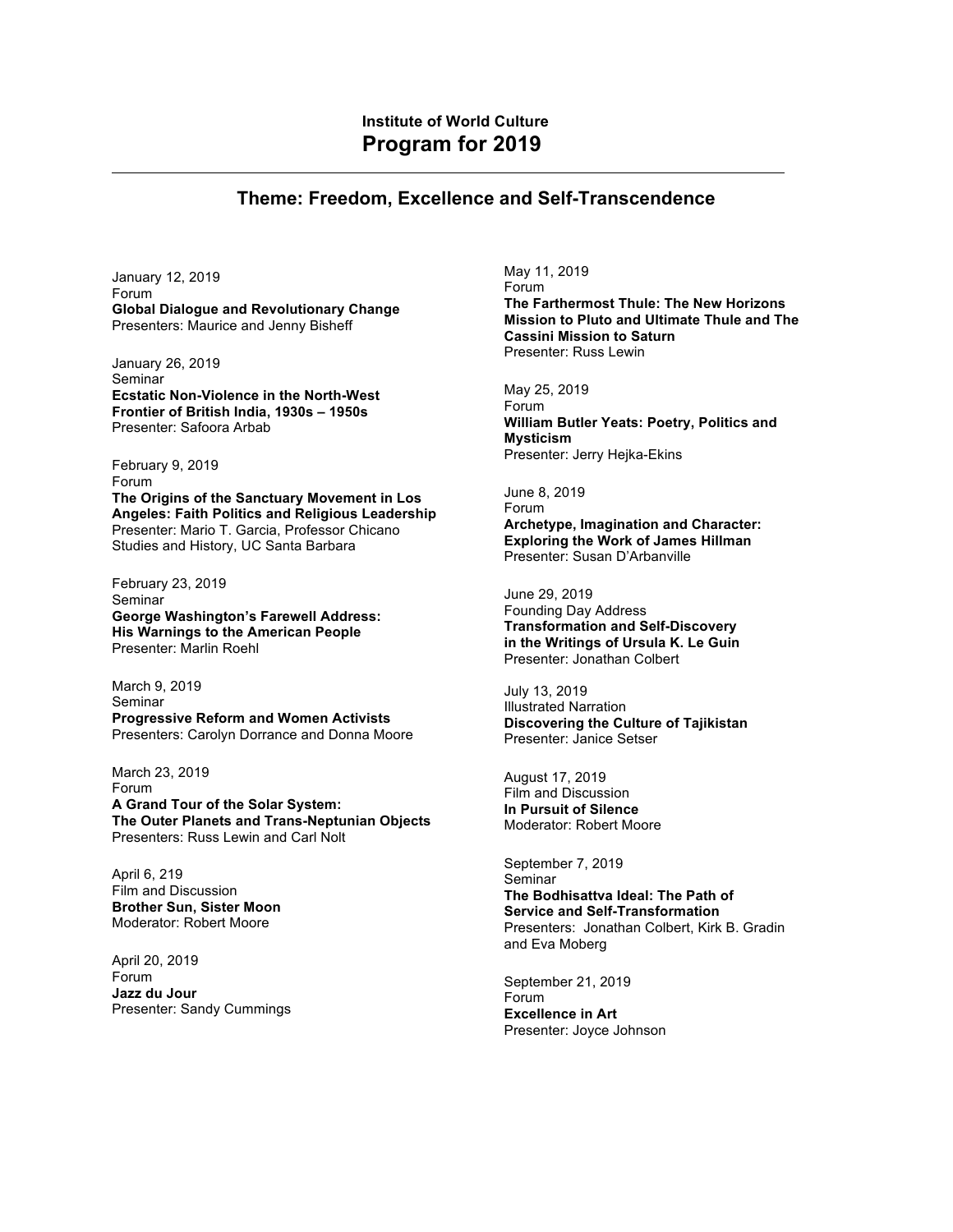**Institute of World Culture**

# Program for 2019

---

## Theme: Freedom, Excellence and Self-Transcendence

January 12, 2019
Forum
**Global Dialogue and Revolutionary Change**
Presenters: Maurice and Jenny Bisheff

January 26, 2019
Seminar
**Ecstatic Non-Violence in the North-West Frontier of British India, 1930s – 1950s**
Presenter: Safoora Arbab

February 9, 2019
Forum
**The Origins of the Sanctuary Movement in Los Angeles: Faith Politics and Religious Leadership**
Presenter: Mario T. Garcia, Professor Chicano Studies and History, UC Santa Barbara

February 23, 2019
Seminar
**George Washington's Farewell Address: His Warnings to the American People**
Presenter: Marlin Roehl

March 9, 2019
Seminar
**Progressive Reform and Women Activists**
Presenters: Carolyn Dorrance and Donna Moore

March 23, 2019
Forum
**A Grand Tour of the Solar System: The Outer Planets and Trans-Neptunian Objects**
Presenters: Russ Lewin and Carl Nolt

April 6, 219
Film and Discussion
**Brother Sun, Sister Moon**
Moderator: Robert Moore

April 20, 2019
Forum
**Jazz du Jour**
Presenter: Sandy Cummings

May 11, 2019
Forum
**The Farthermost Thule: The New Horizons Mission to Pluto and Ultimate Thule and The Cassini Mission to Saturn**
Presenter: Russ Lewin

May 25, 2019
Forum
**William Butler Yeats: Poetry, Politics and Mysticism**
Presenter: Jerry Hejka-Ekins

June 8, 2019
Forum
**Archetype, Imagination and Character: Exploring the Work of James Hillman**
Presenter: Susan D'Arbanville

June 29, 2019
Founding Day Address
**Transformation and Self-Discovery in the Writings of Ursula K. Le Guin**
Presenter: Jonathan Colbert

July 13, 2019
Illustrated Narration
**Discovering the Culture of Tajikistan**
Presenter: Janice Setser

August 17, 2019
Film and Discussion
**In Pursuit of Silence**
Moderator: Robert Moore

September 7, 2019
Seminar
**The Bodhisattva Ideal: The Path of Service and Self-Transformation**
Presenters: Jonathan Colbert, Kirk B. Gradin and Eva Moberg

September 21, 2019
Forum
**Excellence in Art**
Presenter: Joyce Johnson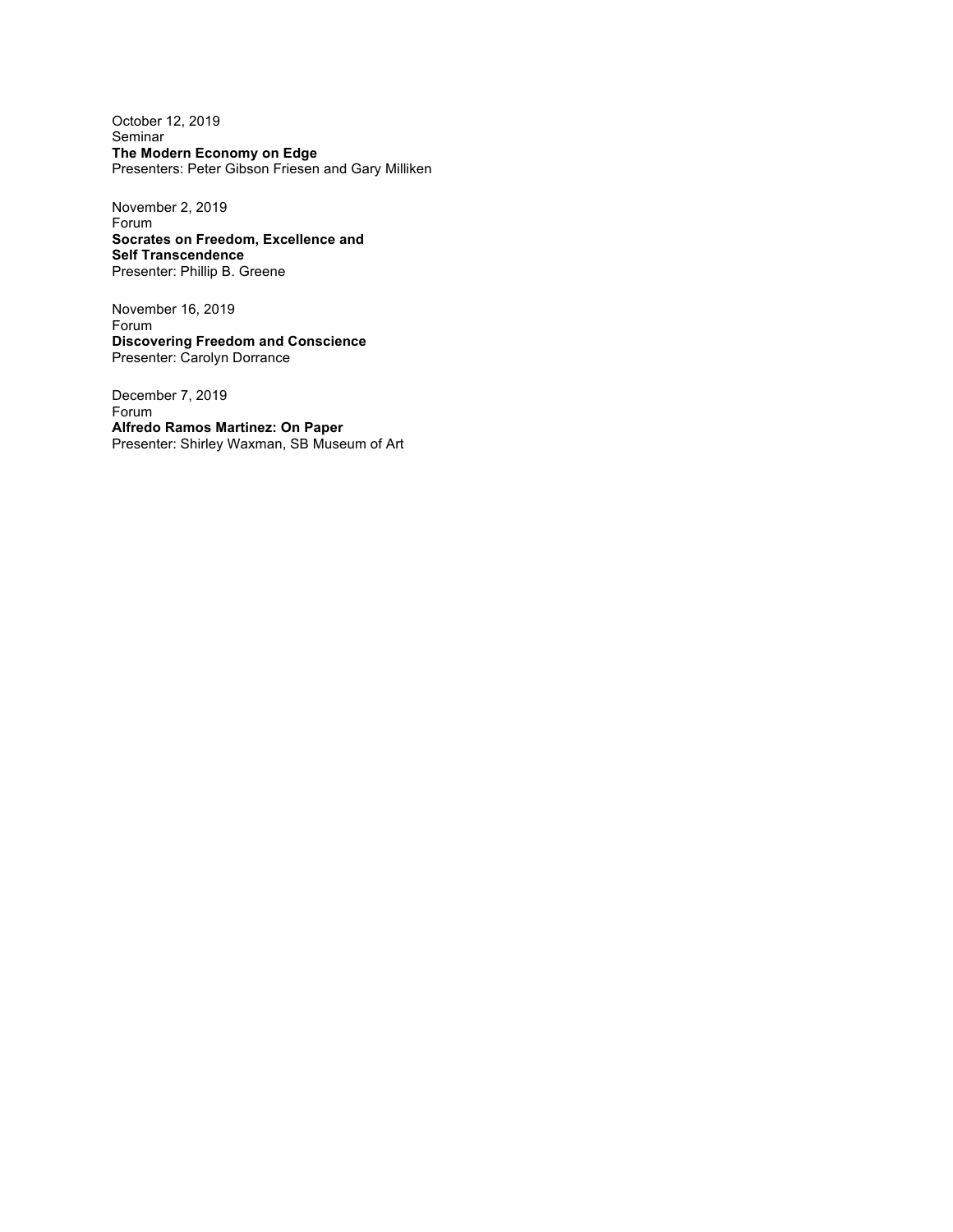October 12, 2019
Seminar
**The Modern Economy on Edge**
Presenters: Peter Gibson Friesen and Gary Milliken

November 2, 2019
Forum
**Socrates on Freedom, Excellence and Self Transcendence**
Presenter: Phillip B. Greene

November 16, 2019
Forum
**Discovering Freedom and Conscience**
Presenter: Carolyn Dorrance

December 7, 2019
Forum
**Alfredo Ramos Martinez: On Paper**
Presenter: Shirley Waxman, SB Museum of Art